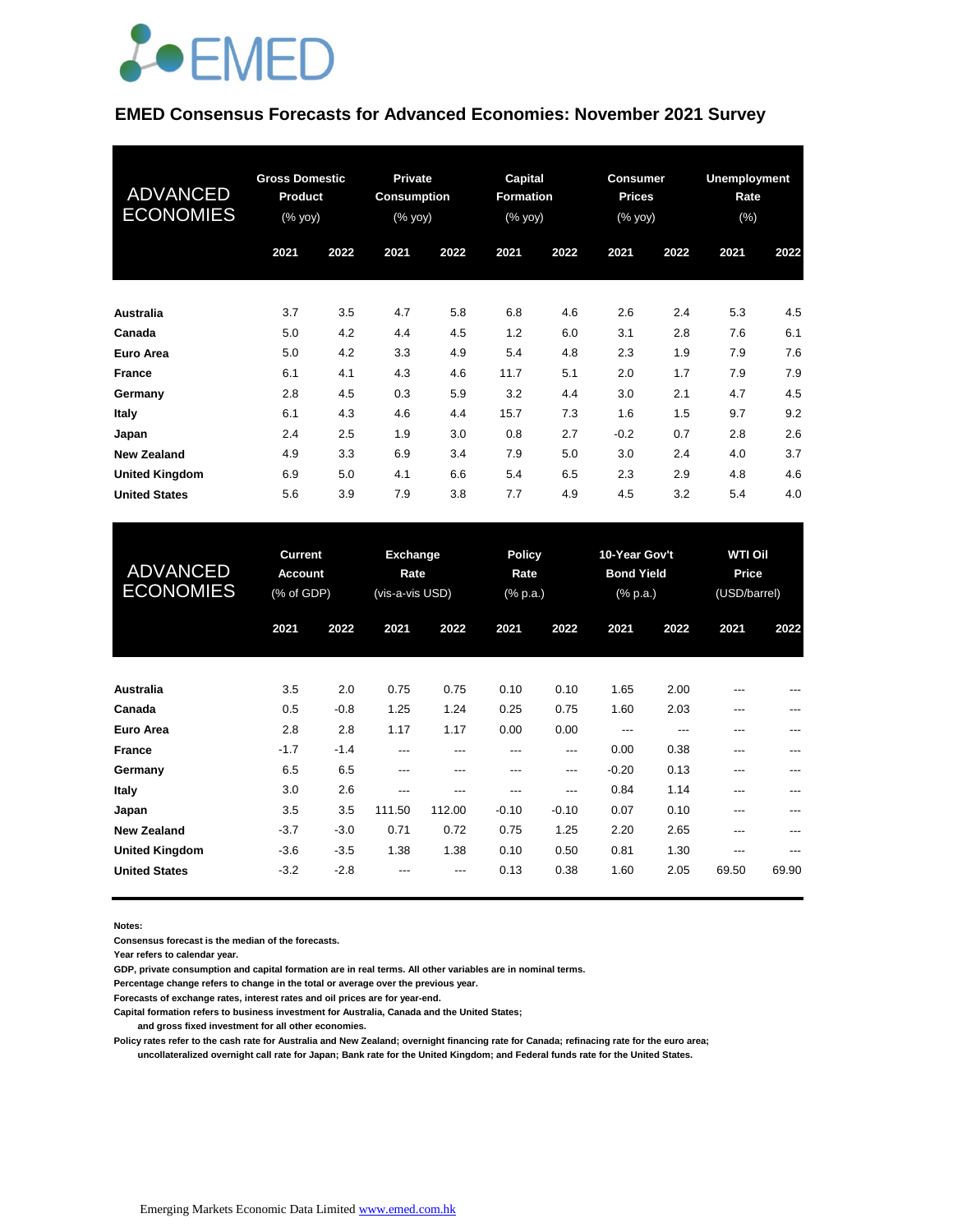# EMED Consensus Forecasts for Advanced Economies: November 2021 Survey

| ADVANCED ECONOMIES | Gross Domestic Product (% yoy) | | Private Consumption (% yoy) | | Capital Formation (% yoy) | | Consumer Prices (% yoy) | | Unemployment Rate (%) | |
|---|---|---|---|---|---|---|---|---|---|---|
| | 2021 | 2022 | 2021 | 2022 | 2021 | 2022 | 2021 | 2022 | 2021 | 2022 |
| **Australia** | 3.7 | 3.5 | 4.7 | 5.8 | 6.8 | 4.6 | 2.6 | 2.4 | 5.3 | 4.5 |
| **Canada** | 5.0 | 4.2 | 4.4 | 4.5 | 1.2 | 6.0 | 3.1 | 2.8 | 7.6 | 6.1 |
| **Euro Area** | 5.0 | 4.2 | 3.3 | 4.9 | 5.4 | 4.8 | 2.3 | 1.9 | 7.9 | 7.6 |
| **France** | 6.1 | 4.1 | 4.3 | 4.6 | 11.7 | 5.1 | 2.0 | 1.7 | 7.9 | 7.9 |
| **Germany** | 2.8 | 4.5 | 0.3 | 5.9 | 3.2 | 4.4 | 3.0 | 2.1 | 4.7 | 4.5 |
| **Italy** | 6.1 | 4.3 | 4.6 | 4.4 | 15.7 | 7.3 | 1.6 | 1.5 | 9.7 | 9.2 |
| **Japan** | 2.4 | 2.5 | 1.9 | 3.0 | 0.8 | 2.7 | -0.2 | 0.7 | 2.8 | 2.6 |
| **New Zealand** | 4.9 | 3.3 | 6.9 | 3.4 | 7.9 | 5.0 | 3.0 | 2.4 | 4.0 | 3.7 |
| **United Kingdom** | 6.9 | 5.0 | 4.1 | 6.6 | 5.4 | 6.5 | 2.3 | 2.9 | 4.8 | 4.6 |
| **United States** | 5.6 | 3.9 | 7.9 | 3.8 | 7.7 | 4.9 | 4.5 | 3.2 | 5.4 | 4.0 |

| ADVANCED ECONOMIES | Current Account (% of GDP) | | Exchange Rate (vis-a-vis USD) | | Policy Rate (% p.a.) | | 10-Year Gov't Bond Yield (% p.a.) | | WTI Oil Price (USD/barrel) | |
|---|---|---|---|---|---|---|---|---|---|---|
| | 2021 | 2022 | 2021 | 2022 | 2021 | 2022 | 2021 | 2022 | 2021 | 2022 |
| **Australia** | 3.5 | 2.0 | 0.75 | 0.75 | 0.10 | 0.10 | 1.65 | 2.00 | --- | --- |
| **Canada** | 0.5 | -0.8 | 1.25 | 1.24 | 0.25 | 0.75 | 1.60 | 2.03 | --- | --- |
| **Euro Area** | 2.8 | 2.8 | 1.17 | 1.17 | 0.00 | 0.00 | --- | --- | --- | --- |
| **France** | -1.7 | -1.4 | --- | --- | --- | --- | 0.00 | 0.38 | --- | --- |
| **Germany** | 6.5 | 6.5 | --- | --- | --- | --- | -0.20 | 0.13 | --- | --- |
| **Italy** | 3.0 | 2.6 | --- | --- | --- | --- | 0.84 | 1.14 | --- | --- |
| **Japan** | 3.5 | 3.5 | 111.50 | 112.00 | -0.10 | -0.10 | 0.07 | 0.10 | --- | --- |
| **New Zealand** | -3.7 | -3.0 | 0.71 | 0.72 | 0.75 | 1.25 | 2.20 | 2.65 | --- | --- |
| **United Kingdom** | -3.6 | -3.5 | 1.38 | 1.38 | 0.10 | 0.50 | 0.81 | 1.30 | --- | --- |
| **United States** | -3.2 | -2.8 | --- | --- | 0.13 | 0.38 | 1.60 | 2.05 | 69.50 | 69.90 |

**Notes:**

**Consensus forecast is the median of the forecasts.**

**Year refers to calendar year.**

**GDP, private consumption and capital formation are in real terms. All other variables are in nominal terms.**

**Percentage change refers to change in the total or average over the previous year.**

**Forecasts of exchange rates, interest rates and oil prices are for year-end.**

**Capital formation refers to business investment for Australia, Canada and the United States; and gross fixed investment for all other economies.**

**Policy rates refer to the cash rate for Australia and New Zealand; overnight financing rate for Canada; refinacing rate for the euro area; uncollateralized overnight call rate for Japan; Bank rate for the United Kingdom; and Federal funds rate for the United States.**

Emerging Markets Economic Data Limited www.emed.com.hk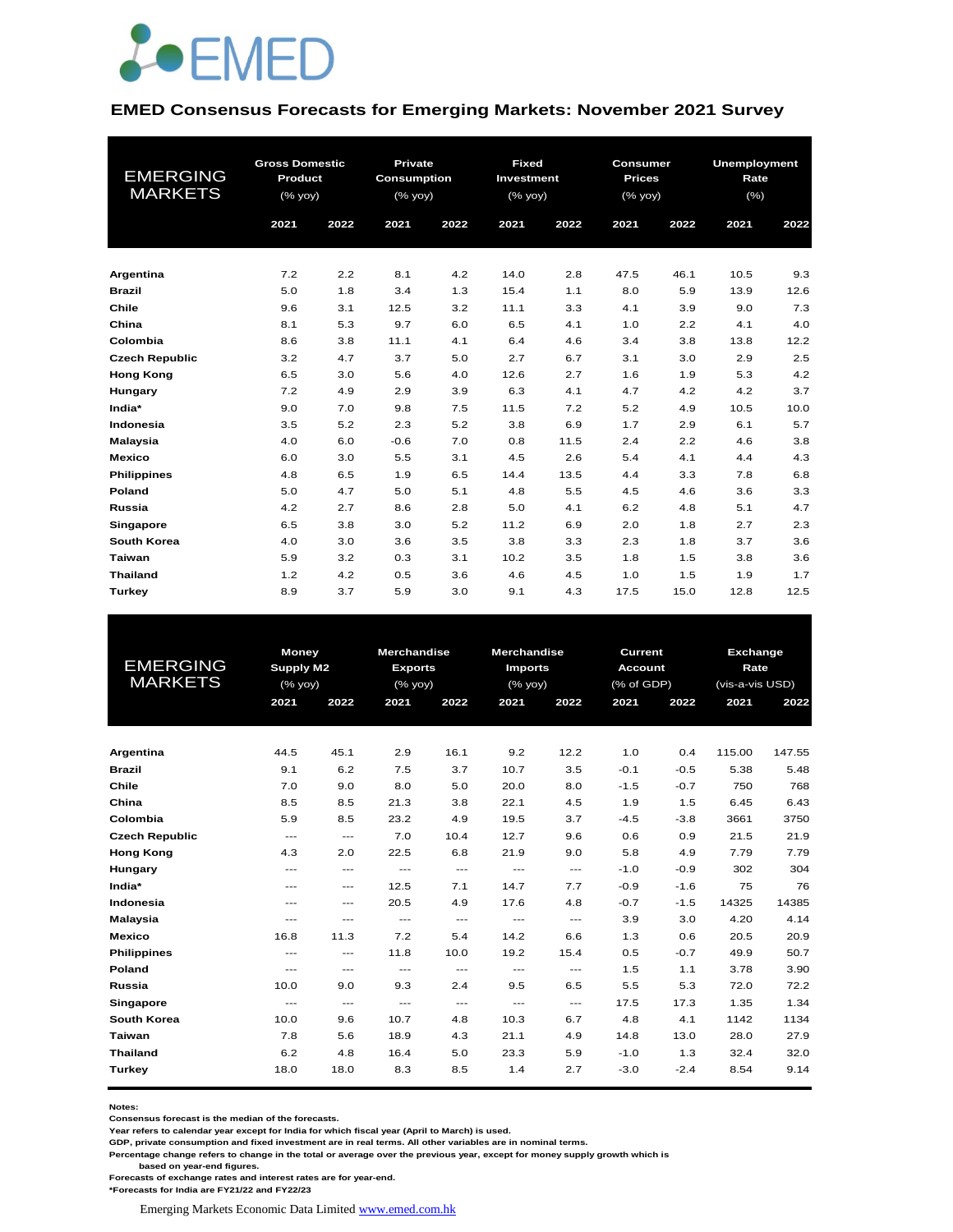## EMED Consensus Forecasts for Emerging Markets: November 2021 Survey

| EMERGING MARKETS | Gross Domestic Product (% yoy) | | Private Consumption (% yoy) | | Fixed Investment (% yoy) | | Consumer Prices (% yoy) | | Unemployment Rate (%) | |
|---|---|---|---|---|---|---|---|---|---|---|
| | 2021 | 2022 | 2021 | 2022 | 2021 | 2022 | 2021 | 2022 | 2021 | 2022 |
| **Argentina** | 7.2 | 2.2 | 8.1 | 4.2 | 14.0 | 2.8 | 47.5 | 46.1 | 10.5 | 9.3 |
| **Brazil** | 5.0 | 1.8 | 3.4 | 1.3 | 15.4 | 1.1 | 8.0 | 5.9 | 13.9 | 12.6 |
| **Chile** | 9.6 | 3.1 | 12.5 | 3.2 | 11.1 | 3.3 | 4.1 | 3.9 | 9.0 | 7.3 |
| **China** | 8.1 | 5.3 | 9.7 | 6.0 | 6.5 | 4.1 | 1.0 | 2.2 | 4.1 | 4.0 |
| **Colombia** | 8.6 | 3.8 | 11.1 | 4.1 | 6.4 | 4.6 | 3.4 | 3.8 | 13.8 | 12.2 |
| **Czech Republic** | 3.2 | 4.7 | 3.7 | 5.0 | 2.7 | 6.7 | 3.1 | 3.0 | 2.9 | 2.5 |
| **Hong Kong** | 6.5 | 3.0 | 5.6 | 4.0 | 12.6 | 2.7 | 1.6 | 1.9 | 5.3 | 4.2 |
| **Hungary** | 7.2 | 4.9 | 2.9 | 3.9 | 6.3 | 4.1 | 4.7 | 4.2 | 4.2 | 3.7 |
| **India*** | 9.0 | 7.0 | 9.8 | 7.5 | 11.5 | 7.2 | 5.2 | 4.9 | 10.5 | 10.0 |
| **Indonesia** | 3.5 | 5.2 | 2.3 | 5.2 | 3.8 | 6.9 | 1.7 | 2.9 | 6.1 | 5.7 |
| **Malaysia** | 4.0 | 6.0 | -0.6 | 7.0 | 0.8 | 11.5 | 2.4 | 2.2 | 4.6 | 3.8 |
| **Mexico** | 6.0 | 3.0 | 5.5 | 3.1 | 4.5 | 2.6 | 5.4 | 4.1 | 4.4 | 4.3 |
| **Philippines** | 4.8 | 6.5 | 1.9 | 6.5 | 14.4 | 13.5 | 4.4 | 3.3 | 7.8 | 6.8 |
| **Poland** | 5.0 | 4.7 | 5.0 | 5.1 | 4.8 | 5.5 | 4.5 | 4.6 | 3.6 | 3.3 |
| **Russia** | 4.2 | 2.7 | 8.6 | 2.8 | 5.0 | 4.1 | 6.2 | 4.8 | 5.1 | 4.7 |
| **Singapore** | 6.5 | 3.8 | 3.0 | 5.2 | 11.2 | 6.9 | 2.0 | 1.8 | 2.7 | 2.3 |
| **South Korea** | 4.0 | 3.0 | 3.6 | 3.5 | 3.8 | 3.3 | 2.3 | 1.8 | 3.7 | 3.6 |
| **Taiwan** | 5.9 | 3.2 | 0.3 | 3.1 | 10.2 | 3.5 | 1.8 | 1.5 | 3.8 | 3.6 |
| **Thailand** | 1.2 | 4.2 | 0.5 | 3.6 | 4.6 | 4.5 | 1.0 | 1.5 | 1.9 | 1.7 |
| **Turkey** | 8.9 | 3.7 | 5.9 | 3.0 | 9.1 | 4.3 | 17.5 | 15.0 | 12.8 | 12.5 |

| EMERGING MARKETS | Money Supply M2 (% yoy) | | Merchandise Exports (% yoy) | | Merchandise Imports (% yoy) | | Current Account (% of GDP) | | Exchange Rate (vis-a-vis USD) | |
|---|---|---|---|---|---|---|---|---|---|---|
| | 2021 | 2022 | 2021 | 2022 | 2021 | 2022 | 2021 | 2022 | 2021 | 2022 |
| **Argentina** | 44.5 | 45.1 | 2.9 | 16.1 | 9.2 | 12.2 | 1.0 | 0.4 | 115.00 | 147.55 |
| **Brazil** | 9.1 | 6.2 | 7.5 | 3.7 | 10.7 | 3.5 | -0.1 | -0.5 | 5.38 | 5.48 |
| **Chile** | 7.0 | 9.0 | 8.0 | 5.0 | 20.0 | 8.0 | -1.5 | -0.7 | 750 | 768 |
| **China** | 8.5 | 8.5 | 21.3 | 3.8 | 22.1 | 4.5 | 1.9 | 1.5 | 6.45 | 6.43 |
| **Colombia** | 5.9 | 8.5 | 23.2 | 4.9 | 19.5 | 3.7 | -4.5 | -3.8 | 3661 | 3750 |
| **Czech Republic** | --- | --- | 7.0 | 10.4 | 12.7 | 9.6 | 0.6 | 0.9 | 21.5 | 21.9 |
| **Hong Kong** | 4.3 | 2.0 | 22.5 | 6.8 | 21.9 | 9.0 | 5.8 | 4.9 | 7.79 | 7.79 |
| **Hungary** | --- | --- | --- | --- | --- | --- | -1.0 | -0.9 | 302 | 304 |
| **India*** | --- | --- | 12.5 | 7.1 | 14.7 | 7.7 | -0.9 | -1.6 | 75 | 76 |
| **Indonesia** | --- | --- | 20.5 | 4.9 | 17.6 | 4.8 | -0.7 | -1.5 | 14325 | 14385 |
| **Malaysia** | --- | --- | --- | --- | --- | --- | 3.9 | 3.0 | 4.20 | 4.14 |
| **Mexico** | 16.8 | 11.3 | 7.2 | 5.4 | 14.2 | 6.6 | 1.3 | 0.6 | 20.5 | 20.9 |
| **Philippines** | --- | --- | 11.8 | 10.0 | 19.2 | 15.4 | 0.5 | -0.7 | 49.9 | 50.7 |
| **Poland** | --- | --- | --- | --- | --- | --- | 1.5 | 1.1 | 3.78 | 3.90 |
| **Russia** | 10.0 | 9.0 | 9.3 | 2.4 | 9.5 | 6.5 | 5.5 | 5.3 | 72.0 | 72.2 |
| **Singapore** | --- | --- | --- | --- | --- | --- | 17.5 | 17.3 | 1.35 | 1.34 |
| **South Korea** | 10.0 | 9.6 | 10.7 | 4.8 | 10.3 | 6.7 | 4.8 | 4.1 | 1142 | 1134 |
| **Taiwan** | 7.8 | 5.6 | 18.9 | 4.3 | 21.1 | 4.9 | 14.8 | 13.0 | 28.0 | 27.9 |
| **Thailand** | 6.2 | 4.8 | 16.4 | 5.0 | 23.3 | 5.9 | -1.0 | 1.3 | 32.4 | 32.0 |
| **Turkey** | 18.0 | 18.0 | 8.3 | 8.5 | 1.4 | 2.7 | -3.0 | -2.4 | 8.54 | 9.14 |

**Notes:**
**Consensus forecast is the median of the forecasts.**
**Year refers to calendar year except for India for which fiscal year (April to March) is used.**
**GDP, private consumption and fixed investment are in real terms. All other variables are in nominal terms.**
**Percentage change refers to change in the total or average over the previous year, except for money supply growth which is based on year-end figures.**
**Forecasts of exchange rates and interest rates are for year-end.**
***Forecasts for India are FY21/22 and FY22/23**

Emerging Markets Economic Data Limited www.emed.com.hk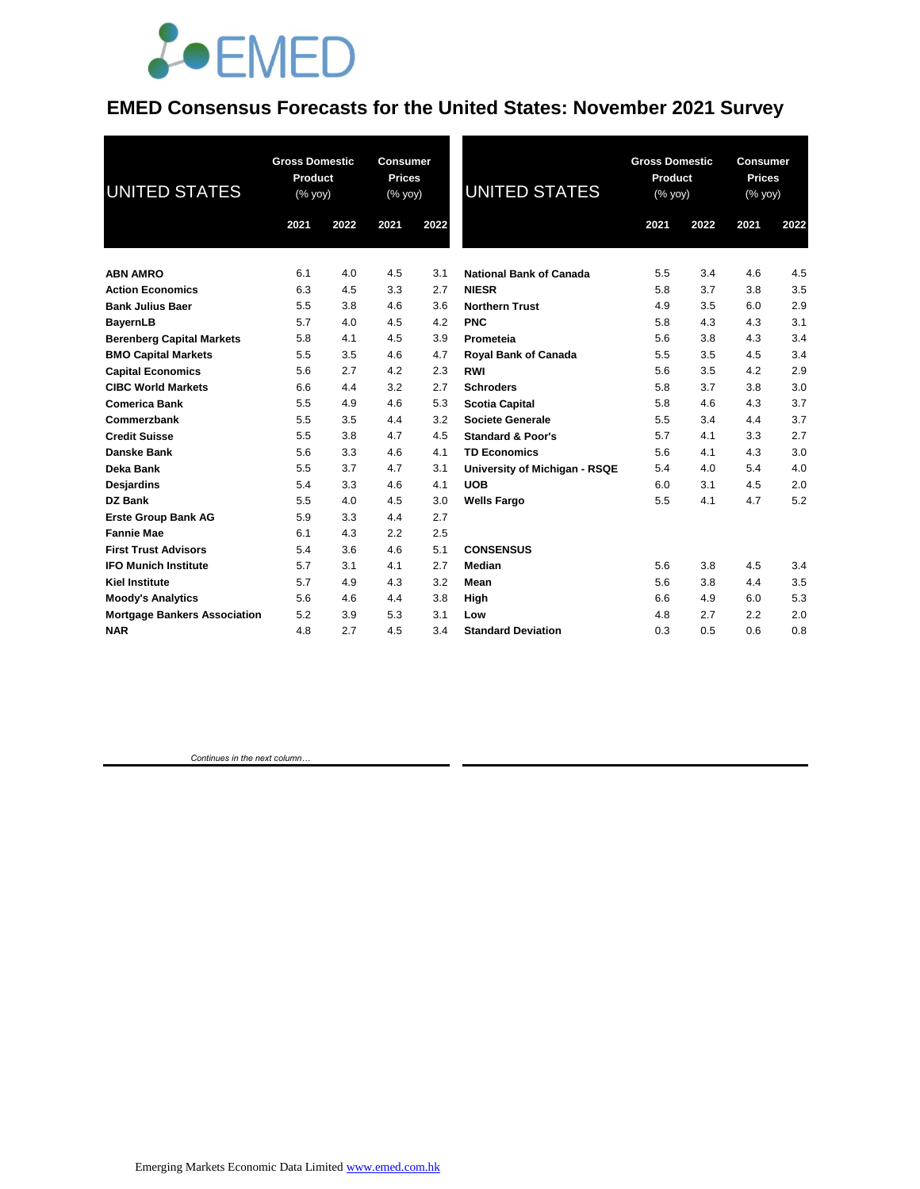# EMED Consensus Forecasts for the United States: November 2021 Survey

| UNITED STATES | Gross Domestic Product (% yoy) | | Consumer Prices (% yoy) | |
|---|---|---|---|---|
| | 2021 | 2022 | 2021 | 2022 |
| **ABN AMRO** | 6.1 | 4.0 | 4.5 | 3.1 |
| **Action Economics** | 6.3 | 4.5 | 3.3 | 2.7 |
| **Bank Julius Baer** | 5.5 | 3.8 | 4.6 | 3.6 |
| **BayernLB** | 5.7 | 4.0 | 4.5 | 4.2 |
| **Berenberg Capital Markets** | 5.8 | 4.1 | 4.5 | 3.9 |
| **BMO Capital Markets** | 5.5 | 3.5 | 4.6 | 4.7 |
| **Capital Economics** | 5.6 | 2.7 | 4.2 | 2.3 |
| **CIBC World Markets** | 6.6 | 4.4 | 3.2 | 2.7 |
| **Comerica Bank** | 5.5 | 4.9 | 4.6 | 5.3 |
| **Commerzbank** | 5.5 | 3.5 | 4.4 | 3.2 |
| **Credit Suisse** | 5.5 | 3.8 | 4.7 | 4.5 |
| **Danske Bank** | 5.6 | 3.3 | 4.6 | 4.1 |
| **Deka Bank** | 5.5 | 3.7 | 4.7 | 3.1 |
| **Desjardins** | 5.4 | 3.3 | 4.6 | 4.1 |
| **DZ Bank** | 5.5 | 4.0 | 4.5 | 3.0 |
| **Erste Group Bank AG** | 5.9 | 3.3 | 4.4 | 2.7 |
| **Fannie Mae** | 6.1 | 4.3 | 2.2 | 2.5 |
| **First Trust Advisors** | 5.4 | 3.6 | 4.6 | 5.1 |
| **IFO Munich Institute** | 5.7 | 3.1 | 4.1 | 2.7 |
| **Kiel Institute** | 5.7 | 4.9 | 4.3 | 3.2 |
| **Moody's Analytics** | 5.6 | 4.6 | 4.4 | 3.8 |
| **Mortgage Bankers Association** | 5.2 | 3.9 | 5.3 | 3.1 |
| **NAR** | 4.8 | 2.7 | 4.5 | 3.4 |
| **National Bank of Canada** | 5.5 | 3.4 | 4.6 | 4.5 |
| **NIESR** | 5.8 | 3.7 | 3.8 | 3.5 |
| **Northern Trust** | 4.9 | 3.5 | 6.0 | 2.9 |
| **PNC** | 5.8 | 4.3 | 4.3 | 3.1 |
| **Prometeia** | 5.6 | 3.8 | 4.3 | 3.4 |
| **Royal Bank of Canada** | 5.5 | 3.5 | 4.5 | 3.4 |
| **RWI** | 5.6 | 3.5 | 4.2 | 2.9 |
| **Schroders** | 5.8 | 3.7 | 3.8 | 3.0 |
| **Scotia Capital** | 5.8 | 4.6 | 4.3 | 3.7 |
| **Societe Generale** | 5.5 | 3.4 | 4.4 | 3.7 |
| **Standard & Poor's** | 5.7 | 4.1 | 3.3 | 2.7 |
| **TD Economics** | 5.6 | 4.1 | 4.3 | 3.0 |
| **University of Michigan - RSQE** | 5.4 | 4.0 | 5.4 | 4.0 |
| **UOB** | 6.0 | 3.1 | 4.5 | 2.0 |
| **Wells Fargo** | 5.5 | 4.1 | 4.7 | 5.2 |
| **CONSENSUS** | | | | |
| **Median** | 5.6 | 3.8 | 4.5 | 3.4 |
| **Mean** | 5.6 | 3.8 | 4.4 | 3.5 |
| **High** | 6.6 | 4.9 | 6.0 | 5.3 |
| **Low** | 4.8 | 2.7 | 2.2 | 2.0 |
| **Standard Deviation** | 0.3 | 0.5 | 0.6 | 0.8 |

*Continues in the next column…*

Emerging Markets Economic Data Limited www.emed.com.hk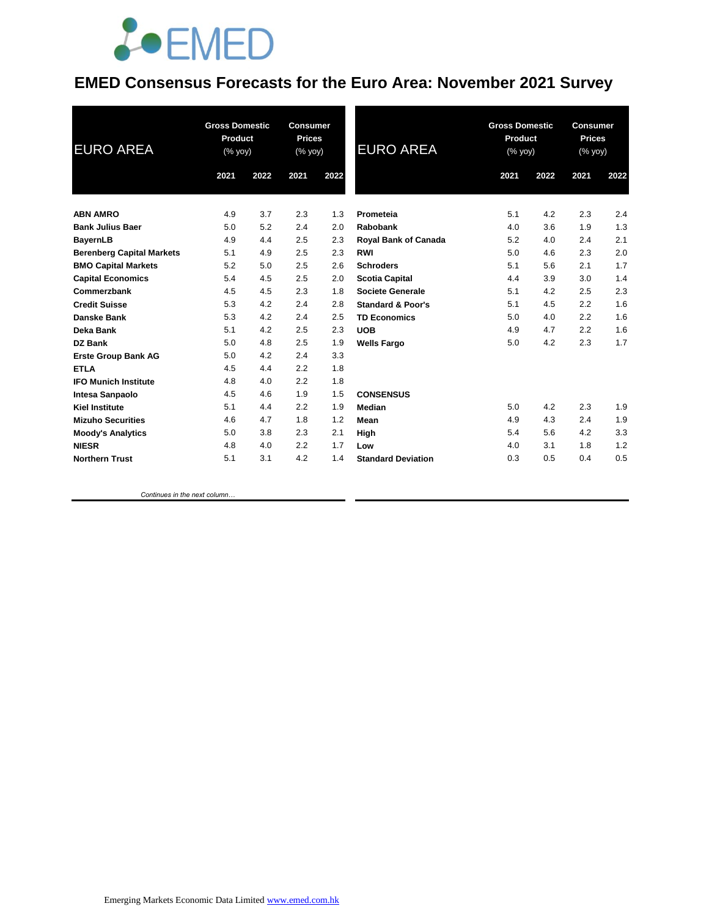# EMED Consensus Forecasts for the Euro Area: November 2021 Survey

| EURO AREA | Gross Domestic Product (% yoy) | | Consumer Prices (% yoy) | |
|---|---|---|---|---|
| | 2021 | 2022 | 2021 | 2022 |
| **ABN AMRO** | 4.9 | 3.7 | 2.3 | 1.3 |
| **Bank Julius Baer** | 5.0 | 5.2 | 2.4 | 2.0 |
| **BayernLB** | 4.9 | 4.4 | 2.5 | 2.3 |
| **Berenberg Capital Markets** | 5.1 | 4.9 | 2.5 | 2.3 |
| **BMO Capital Markets** | 5.2 | 5.0 | 2.5 | 2.6 |
| **Capital Economics** | 5.4 | 4.5 | 2.5 | 2.0 |
| **Commerzbank** | 4.5 | 4.5 | 2.3 | 1.8 |
| **Credit Suisse** | 5.3 | 4.2 | 2.4 | 2.8 |
| **Danske Bank** | 5.3 | 4.2 | 2.4 | 2.5 |
| **Deka Bank** | 5.1 | 4.2 | 2.5 | 2.3 |
| **DZ Bank** | 5.0 | 4.8 | 2.5 | 1.9 |
| **Erste Group Bank AG** | 5.0 | 4.2 | 2.4 | 3.3 |
| **ETLA** | 4.5 | 4.4 | 2.2 | 1.8 |
| **IFO Munich Institute** | 4.8 | 4.0 | 2.2 | 1.8 |
| **Intesa Sanpaolo** | 4.5 | 4.6 | 1.9 | 1.5 |
| **Kiel Institute** | 5.1 | 4.4 | 2.2 | 1.9 |
| **Mizuho Securities** | 4.6 | 4.7 | 1.8 | 1.2 |
| **Moody's Analytics** | 5.0 | 3.8 | 2.3 | 2.1 |
| **NIESR** | 4.8 | 4.0 | 2.2 | 1.7 |
| **Northern Trust** | 5.1 | 3.1 | 4.2 | 1.4 |
| **Prometeia** | 5.1 | 4.2 | 2.3 | 2.4 |
| **Rabobank** | 4.0 | 3.6 | 1.9 | 1.3 |
| **Royal Bank of Canada** | 5.2 | 4.0 | 2.4 | 2.1 |
| **RWI** | 5.0 | 4.6 | 2.3 | 2.0 |
| **Schroders** | 5.1 | 5.6 | 2.1 | 1.7 |
| **Scotia Capital** | 4.4 | 3.9 | 3.0 | 1.4 |
| **Societe Generale** | 5.1 | 4.2 | 2.5 | 2.3 |
| **Standard & Poor's** | 5.1 | 4.5 | 2.2 | 1.6 |
| **TD Economics** | 5.0 | 4.0 | 2.2 | 1.6 |
| **UOB** | 4.9 | 4.7 | 2.2 | 1.6 |
| **Wells Fargo** | 5.0 | 4.2 | 2.3 | 1.7 |
| **CONSENSUS** | | | | |
| **Median** | 5.0 | 4.2 | 2.3 | 1.9 |
| **Mean** | 4.9 | 4.3 | 2.4 | 1.9 |
| **High** | 5.4 | 5.6 | 4.2 | 3.3 |
| **Low** | 4.0 | 3.1 | 1.8 | 1.2 |
| **Standard Deviation** | 0.3 | 0.5 | 0.4 | 0.5 |

*Continues in the next column…*

Emerging Markets Economic Data Limited www.emed.com.hk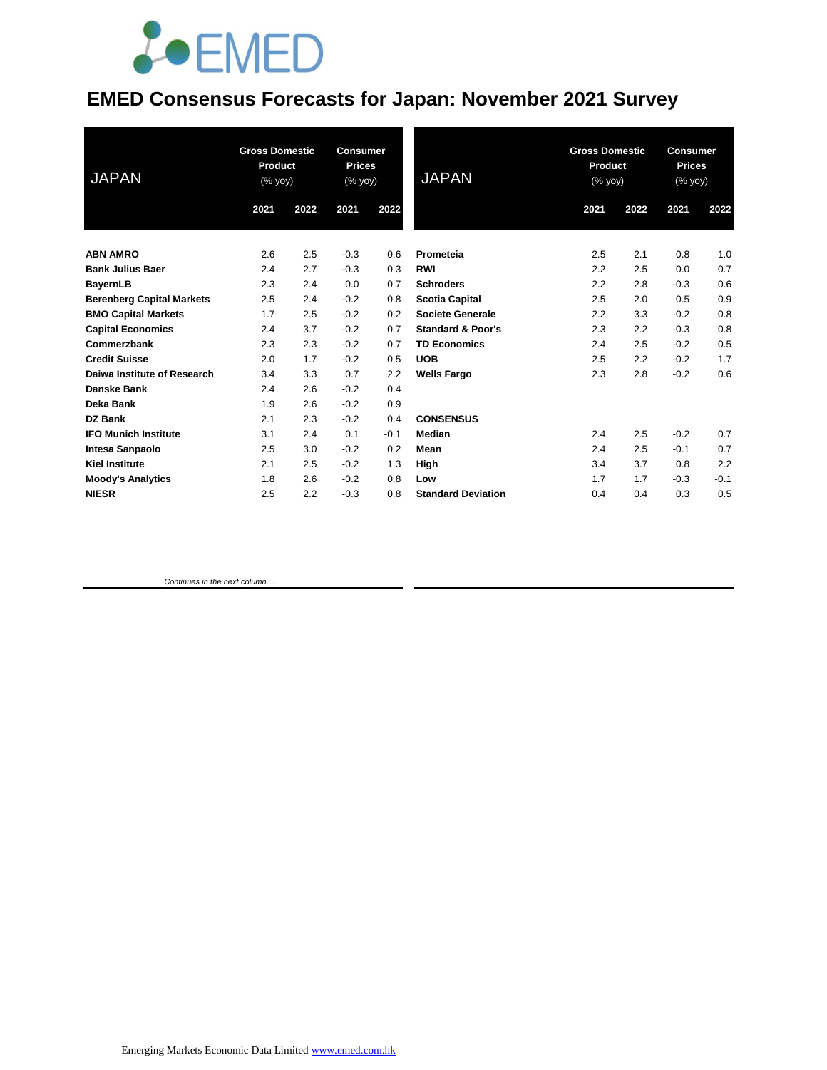# EMED Consensus Forecasts for Japan: November 2021 Survey

| JAPAN | Gross Domestic Product (% yoy) | | Consumer Prices (% yoy) | |
|---|---|---|---|---|
| | 2021 | 2022 | 2021 | 2022 |
| **ABN AMRO** | 2.6 | 2.5 | -0.3 | 0.6 |
| **Bank Julius Baer** | 2.4 | 2.7 | -0.3 | 0.3 |
| **BayernLB** | 2.3 | 2.4 | 0.0 | 0.7 |
| **Berenberg Capital Markets** | 2.5 | 2.4 | -0.2 | 0.8 |
| **BMO Capital Markets** | 1.7 | 2.5 | -0.2 | 0.2 |
| **Capital Economics** | 2.4 | 3.7 | -0.2 | 0.7 |
| **Commerzbank** | 2.3 | 2.3 | -0.2 | 0.7 |
| **Credit Suisse** | 2.0 | 1.7 | -0.2 | 0.5 |
| **Daiwa Institute of Research** | 3.4 | 3.3 | 0.7 | 2.2 |
| **Danske Bank** | 2.4 | 2.6 | -0.2 | 0.4 |
| **Deka Bank** | 1.9 | 2.6 | -0.2 | 0.9 |
| **DZ Bank** | 2.1 | 2.3 | -0.2 | 0.4 |
| **IFO Munich Institute** | 3.1 | 2.4 | 0.1 | -0.1 |
| **Intesa Sanpaolo** | 2.5 | 3.0 | -0.2 | 0.2 |
| **Kiel Institute** | 2.1 | 2.5 | -0.2 | 1.3 |
| **Moody's Analytics** | 1.8 | 2.6 | -0.2 | 0.8 |
| **NIESR** | 2.5 | 2.2 | -0.3 | 0.8 |
| **Prometeia** | 2.5 | 2.1 | 0.8 | 1.0 |
| **RWI** | 2.2 | 2.5 | 0.0 | 0.7 |
| **Schroders** | 2.2 | 2.8 | -0.3 | 0.6 |
| **Scotia Capital** | 2.5 | 2.0 | 0.5 | 0.9 |
| **Societe Generale** | 2.2 | 3.3 | -0.2 | 0.8 |
| **Standard & Poor's** | 2.3 | 2.2 | -0.3 | 0.8 |
| **TD Economics** | 2.4 | 2.5 | -0.2 | 0.5 |
| **UOB** | 2.5 | 2.2 | -0.2 | 1.7 |
| **Wells Fargo** | 2.3 | 2.8 | -0.2 | 0.6 |
| **CONSENSUS** | | | | |
| **Median** | 2.4 | 2.5 | -0.2 | 0.7 |
| **Mean** | 2.4 | 2.5 | -0.1 | 0.7 |
| **High** | 3.4 | 3.7 | 0.8 | 2.2 |
| **Low** | 1.7 | 1.7 | -0.3 | -0.1 |
| **Standard Deviation** | 0.4 | 0.4 | 0.3 | 0.5 |

*Continues in the next column…*

Emerging Markets Economic Data Limited www.emed.com.hk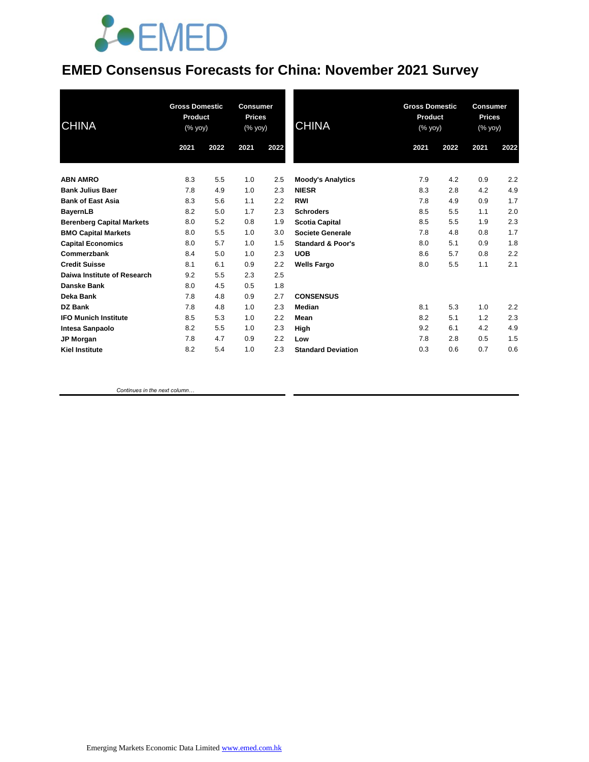# EMED Consensus Forecasts for China: November 2021 Survey

| CHINA | Gross Domestic Product (% yoy) | | Consumer Prices (% yoy) | |
|---|---|---|---|---|
| | 2021 | 2022 | 2021 | 2022 |
| **ABN AMRO** | 8.3 | 5.5 | 1.0 | 2.5 |
| **Bank Julius Baer** | 7.8 | 4.9 | 1.0 | 2.3 |
| **Bank of East Asia** | 8.3 | 5.6 | 1.1 | 2.2 |
| **BayernLB** | 8.2 | 5.0 | 1.7 | 2.3 |
| **Berenberg Capital Markets** | 8.0 | 5.2 | 0.8 | 1.9 |
| **BMO Capital Markets** | 8.0 | 5.5 | 1.0 | 3.0 |
| **Capital Economics** | 8.0 | 5.7 | 1.0 | 1.5 |
| **Commerzbank** | 8.4 | 5.0 | 1.0 | 2.3 |
| **Credit Suisse** | 8.1 | 6.1 | 0.9 | 2.2 |
| **Daiwa Institute of Research** | 9.2 | 5.5 | 2.3 | 2.5 |
| **Danske Bank** | 8.0 | 4.5 | 0.5 | 1.8 |
| **Deka Bank** | 7.8 | 4.8 | 0.9 | 2.7 |
| **DZ Bank** | 7.8 | 4.8 | 1.0 | 2.3 |
| **IFO Munich Institute** | 8.5 | 5.3 | 1.0 | 2.2 |
| **Intesa Sanpaolo** | 8.2 | 5.5 | 1.0 | 2.3 |
| **JP Morgan** | 7.8 | 4.7 | 0.9 | 2.2 |
| **Kiel Institute** | 8.2 | 5.4 | 1.0 | 2.3 |
| **Moody's Analytics** | 7.9 | 4.2 | 0.9 | 2.2 |
| **NIESR** | 8.3 | 2.8 | 4.2 | 4.9 |
| **RWI** | 7.8 | 4.9 | 0.9 | 1.7 |
| **Schroders** | 8.5 | 5.5 | 1.1 | 2.0 |
| **Scotia Capital** | 8.5 | 5.5 | 1.9 | 2.3 |
| **Societe Generale** | 7.8 | 4.8 | 0.8 | 1.7 |
| **Standard & Poor's** | 8.0 | 5.1 | 0.9 | 1.8 |
| **UOB** | 8.6 | 5.7 | 0.8 | 2.2 |
| **Wells Fargo** | 8.0 | 5.5 | 1.1 | 2.1 |
| **CONSENSUS** | | | | |
| **Median** | 8.1 | 5.3 | 1.0 | 2.2 |
| **Mean** | 8.2 | 5.1 | 1.2 | 2.3 |
| **High** | 9.2 | 6.1 | 4.2 | 4.9 |
| **Low** | 7.8 | 2.8 | 0.5 | 1.5 |
| **Standard Deviation** | 0.3 | 0.6 | 0.7 | 0.6 |

Emerging Markets Economic Data Limited www.emed.com.hk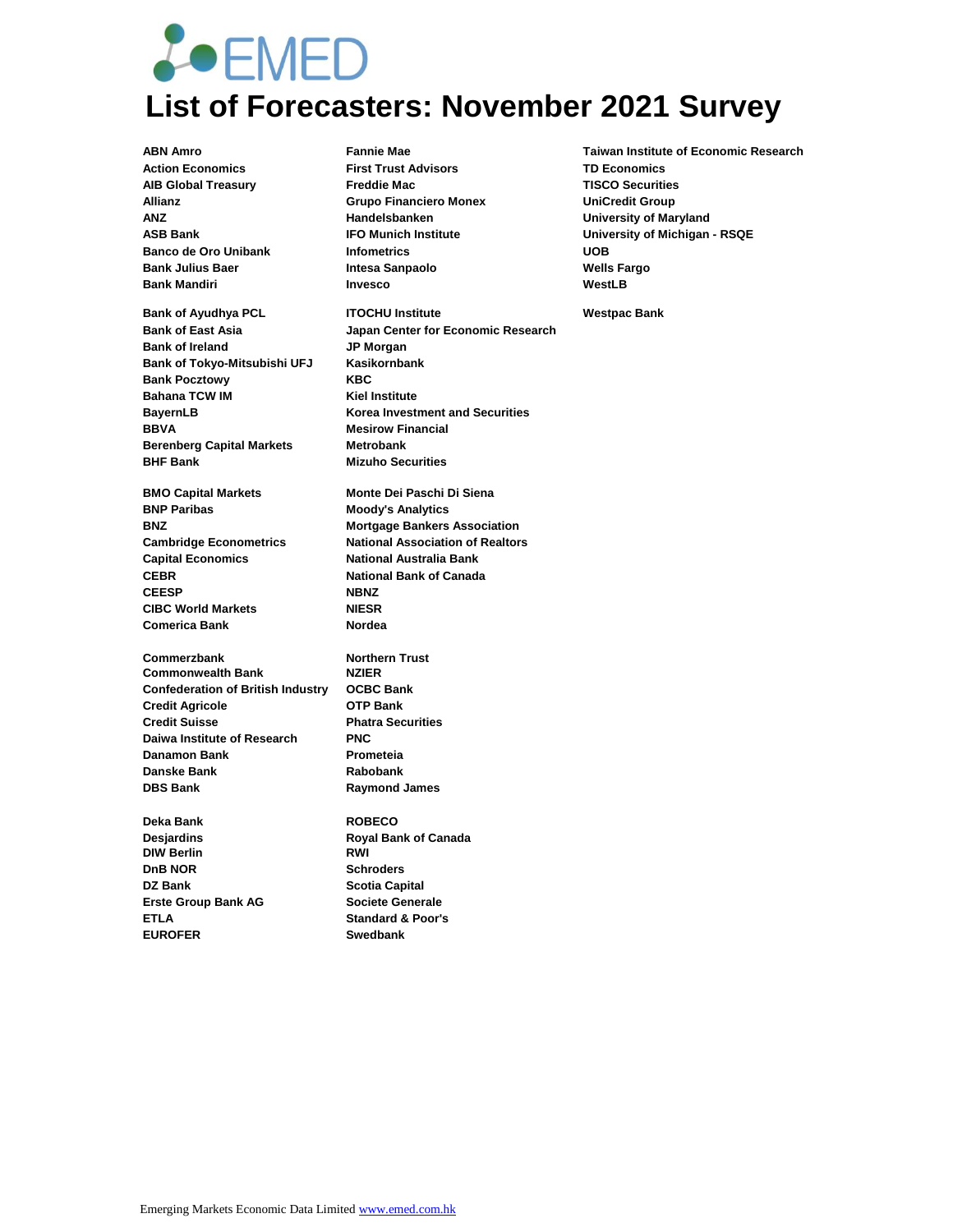# List of Forecasters: November 2021 Survey

ABN Amro
Action Economics
AIB Global Treasury
Allianz
ANZ
ASB Bank
Banco de Oro Unibank
Bank Julius Baer
Bank Mandiri

Bank of Ayudhya PCL
Bank of East Asia
Bank of Ireland
Bank of Tokyo-Mitsubishi UFJ
Bank Pocztowy
Bahana TCW IM
BayernLB
BBVA
Berenberg Capital Markets
BHF Bank

BMO Capital Markets
BNP Paribas
BNZ
Cambridge Econometrics
Capital Economics
CEBR
CEESP
CIBC World Markets
Comerica Bank

Commerzbank
Commonwealth Bank
Confederation of British Industry
Credit Agricole
Credit Suisse
Daiwa Institute of Research
Danamon Bank
Danske Bank
DBS Bank

Deka Bank
Desjardins
DIW Berlin
DnB NOR
DZ Bank
Erste Group Bank AG
ETLA
EUROFER

Fannie Mae
First Trust Advisors
Freddie Mac
Grupo Financiero Monex
Handelsbanken
IFO Munich Institute
Infometrics
Intesa Sanpaolo
Invesco

ITOCHU Institute
Japan Center for Economic Research
JP Morgan
Kasikornbank
KBC
Kiel Institute
Korea Investment and Securities
Mesirow Financial
Metrobank
Mizuho Securities

Monte Dei Paschi Di Siena
Moody's Analytics
Mortgage Bankers Association
National Association of Realtors
National Australia Bank
National Bank of Canada
NBNZ
NIESR
Nordea

Northern Trust
NZIER
OCBC Bank
OTP Bank
Phatra Securities
PNC
Prometeia
Rabobank
Raymond James

ROBECO
Royal Bank of Canada
RWI
Schroders
Scotia Capital
Societe Generale
Standard & Poor's
Swedbank

Taiwan Institute of Economic Research
TD Economics
TISCO Securities
UniCredit Group
University of Maryland
University of Michigan - RSQE
UOB
Wells Fargo
WestLB

Westpac Bank

Emerging Markets Economic Data Limited [www.emed.com.hk](http://www.emed.com.hk)